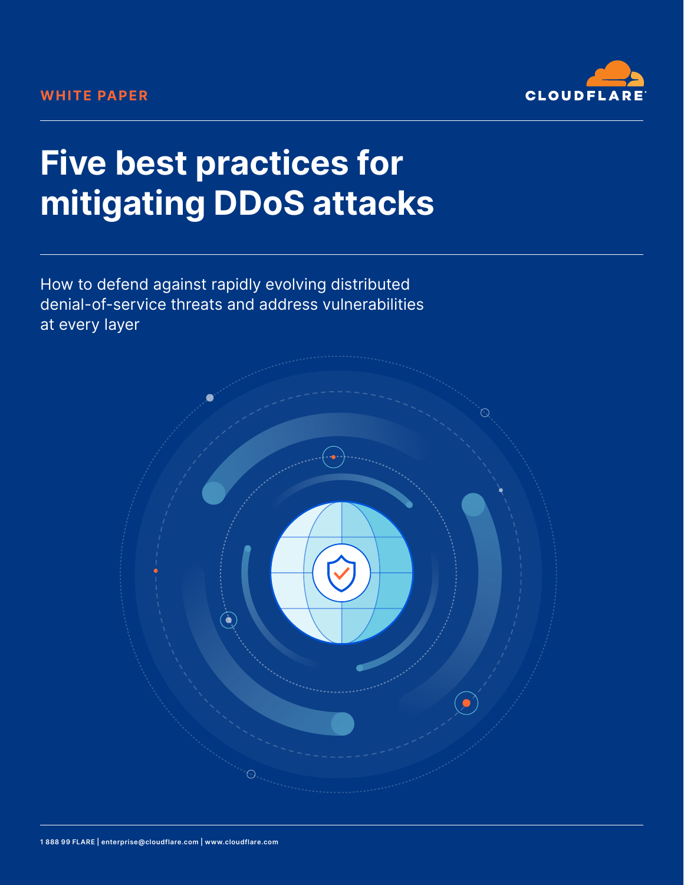WHITE PAPER

# Five best practices for mitigating DDoS attacks

How to defend against rapidly evolving distributed denial-of-service threats and address vulnerabilities at every layer

1 888 99 FLARE | enterprise@cloudflare.com | www.cloudflare.com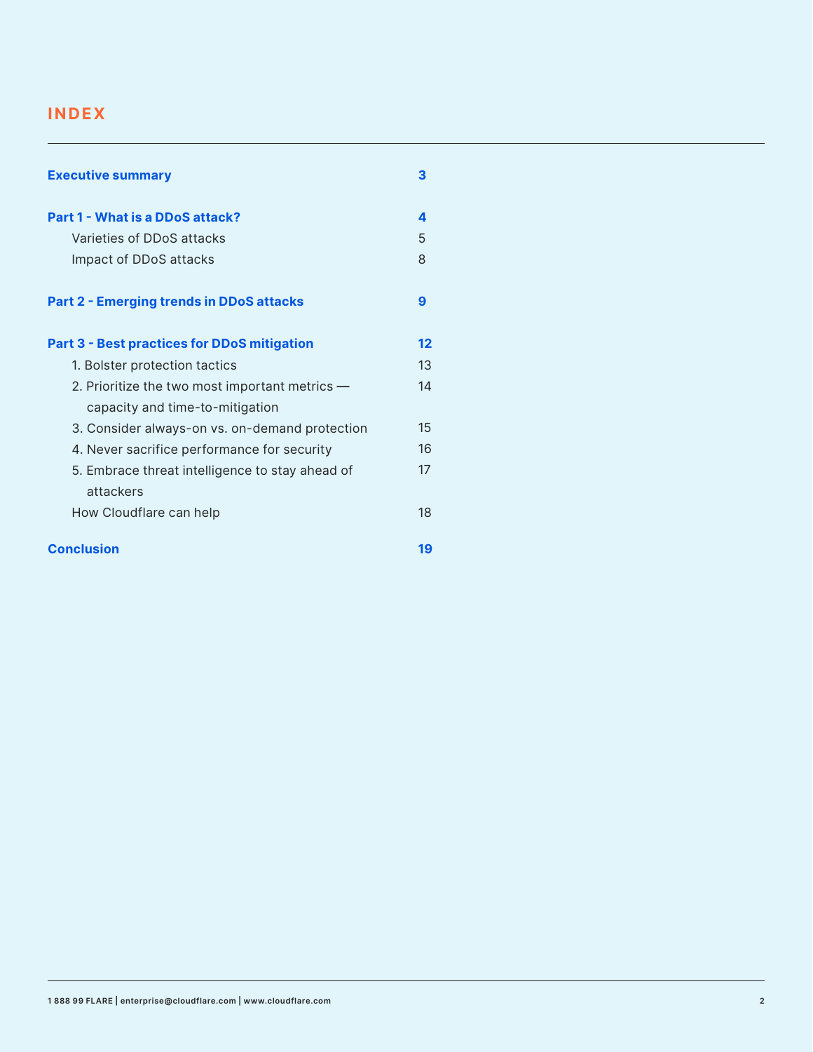## INDEX

| | |
|---|---|
| **Executive summary** | **3** |
| **Part 1 - What is a DDoS attack?** | **4** |
| Varieties of DDoS attacks | 5 |
| Impact of DDoS attacks | 8 |
| **Part 2 - Emerging trends in DDoS attacks** | **9** |
| **Part 3 - Best practices for DDoS mitigation** | **12** |
| 1. Bolster protection tactics | 13 |
| 2. Prioritize the two most important metrics — capacity and time-to-mitigation | 14 |
| 3. Consider always-on vs. on-demand protection | 15 |
| 4. Never sacrifice performance for security | 16 |
| 5. Embrace threat intelligence to stay ahead of attackers | 17 |
| How Cloudflare can help | 18 |
| **Conclusion** | **19** |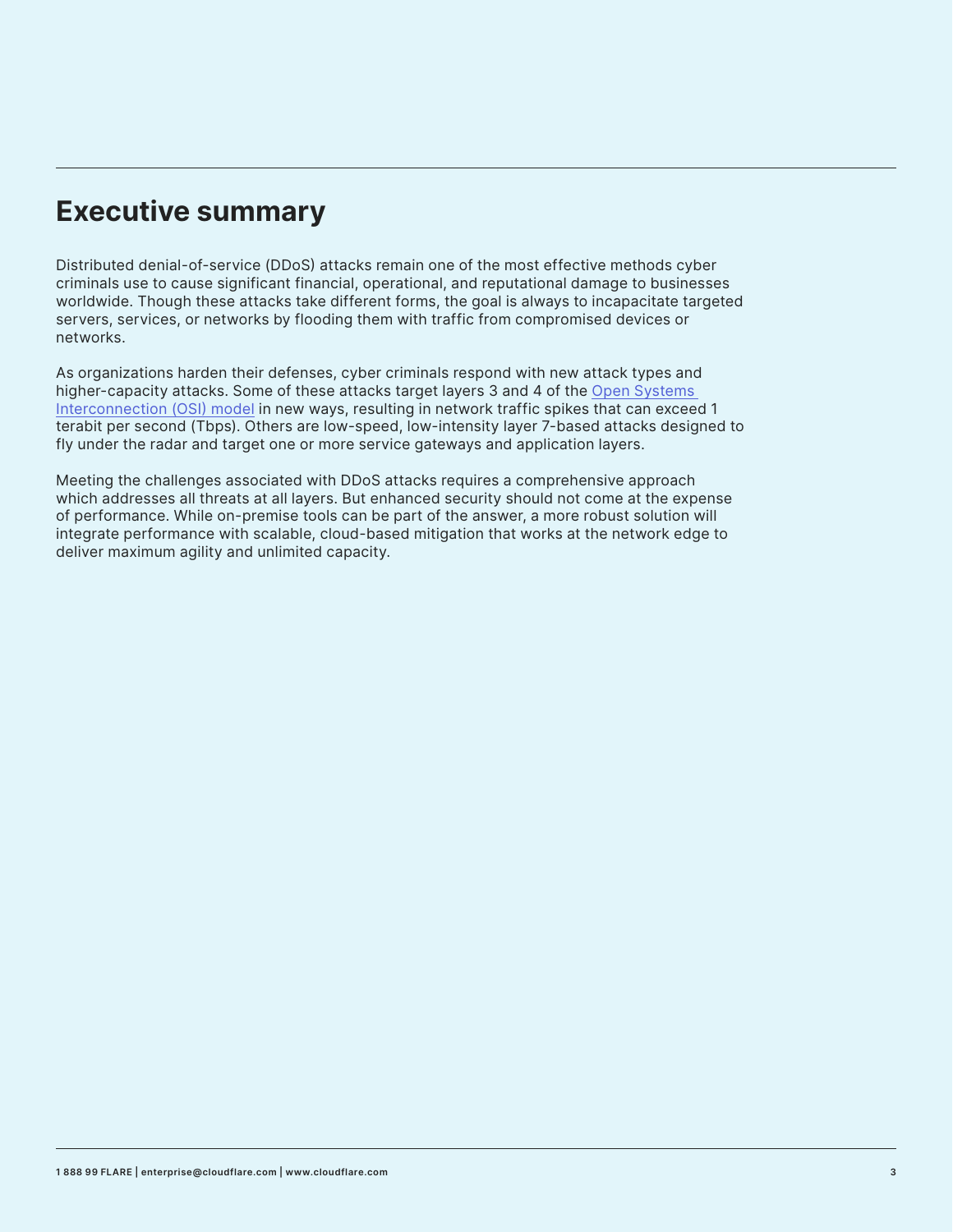## Executive summary

Distributed denial-of-service (DDoS) attacks remain one of the most effective methods cyber criminals use to cause significant financial, operational, and reputational damage to businesses worldwide. Though these attacks take different forms, the goal is always to incapacitate targeted servers, services, or networks by flooding them with traffic from compromised devices or networks.

As organizations harden their defenses, cyber criminals respond with new attack types and higher-capacity attacks. Some of these attacks target layers 3 and 4 of the Open Systems Interconnection (OSI) model in new ways, resulting in network traffic spikes that can exceed 1 terabit per second (Tbps). Others are low-speed, low-intensity layer 7-based attacks designed to fly under the radar and target one or more service gateways and application layers.

Meeting the challenges associated with DDoS attacks requires a comprehensive approach which addresses all threats at all layers. But enhanced security should not come at the expense of performance. While on-premise tools can be part of the answer, a more robust solution will integrate performance with scalable, cloud-based mitigation that works at the network edge to deliver maximum agility and unlimited capacity.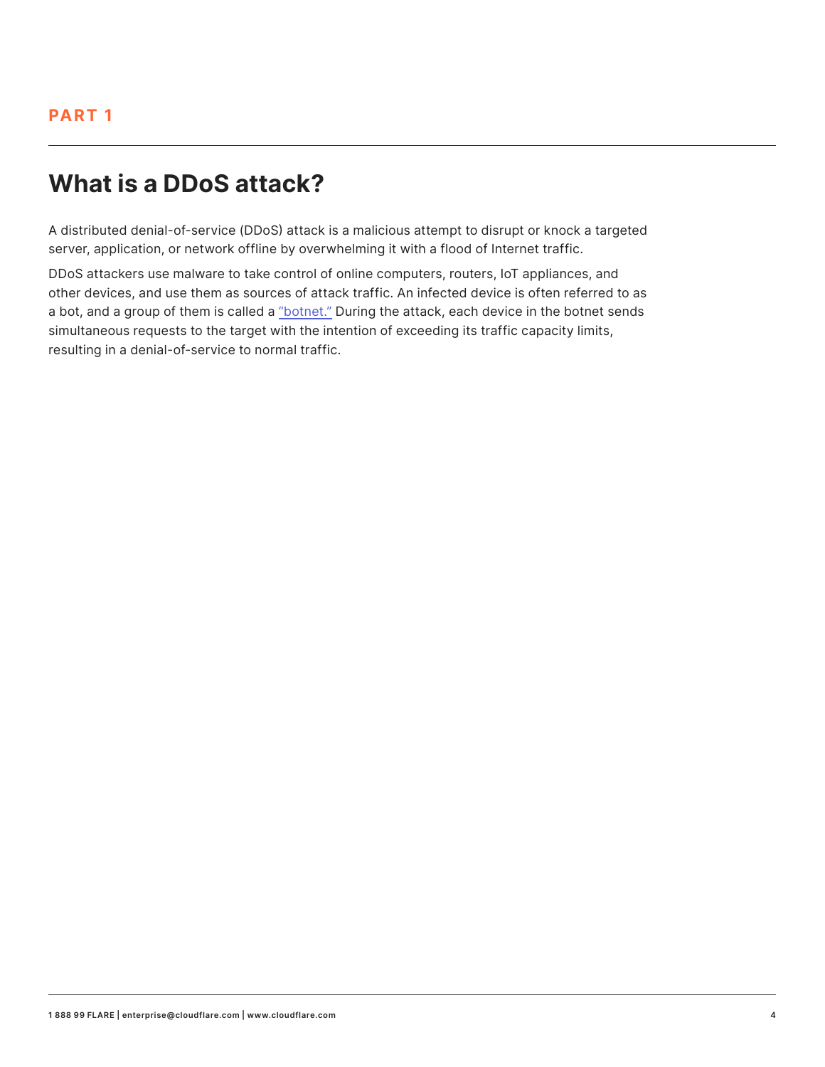PART 1

# What is a DDoS attack?

A distributed denial-of-service (DDoS) attack is a malicious attempt to disrupt or knock a targeted server, application, or network offline by overwhelming it with a flood of Internet traffic.

DDoS attackers use malware to take control of online computers, routers, IoT appliances, and other devices, and use them as sources of attack traffic. An infected device is often referred to as a bot, and a group of them is called a "botnet." During the attack, each device in the botnet sends simultaneous requests to the target with the intention of exceeding its traffic capacity limits, resulting in a denial-of-service to normal traffic.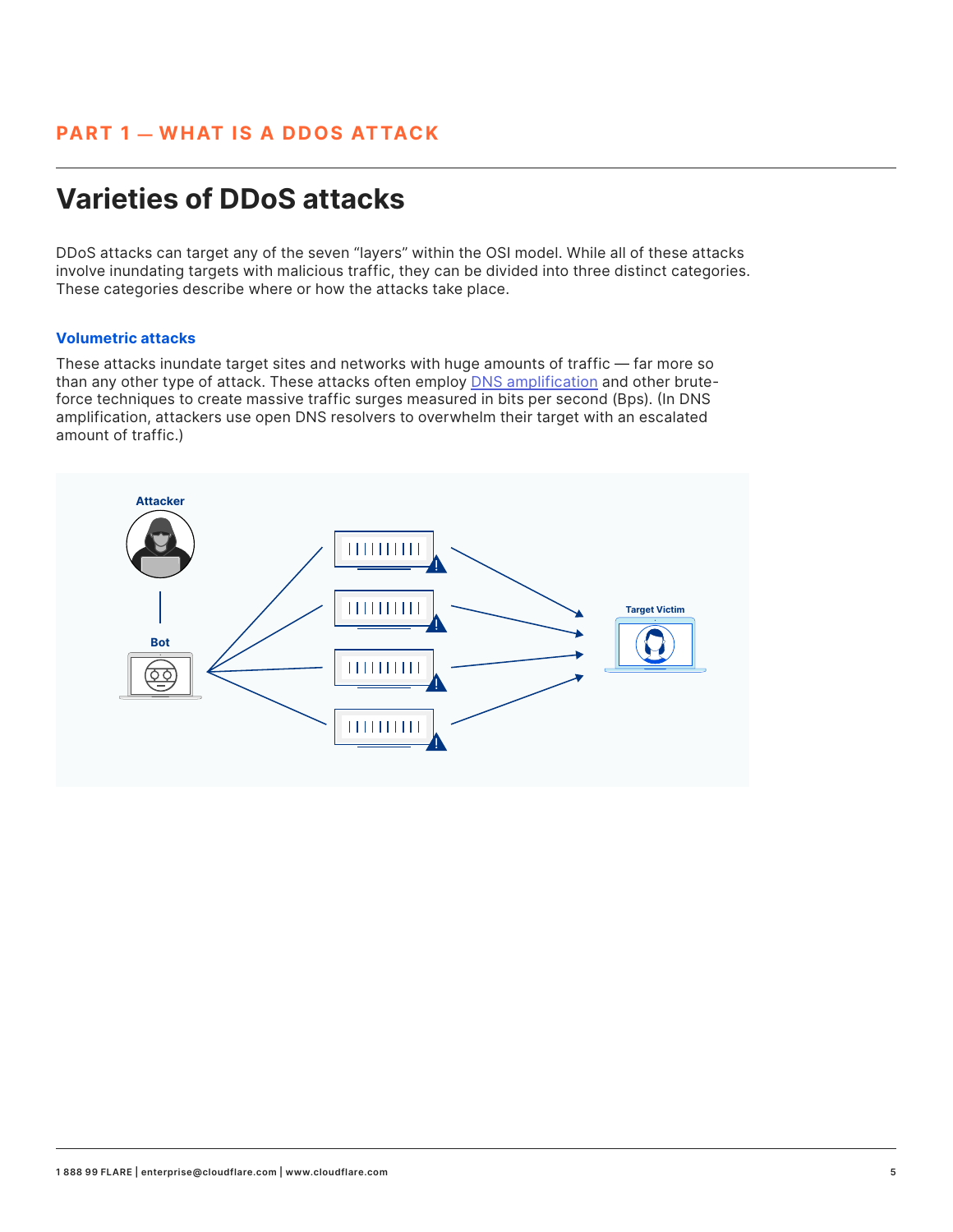PART 1 — WHAT IS A DDOS ATTACK

## Varieties of DDoS attacks

DDoS attacks can target any of the seven "layers" within the OSI model. While all of these attacks involve inundating targets with malicious traffic, they can be divided into three distinct categories. These categories describe where or how the attacks take place.

### Volumetric attacks

These attacks inundate target sites and networks with huge amounts of traffic — far more so than any other type of attack. These attacks often employ DNS amplification and other brute-force techniques to create massive traffic surges measured in bits per second (Bps). (In DNS amplification, attackers use open DNS resolvers to overwhelm their target with an escalated amount of traffic.)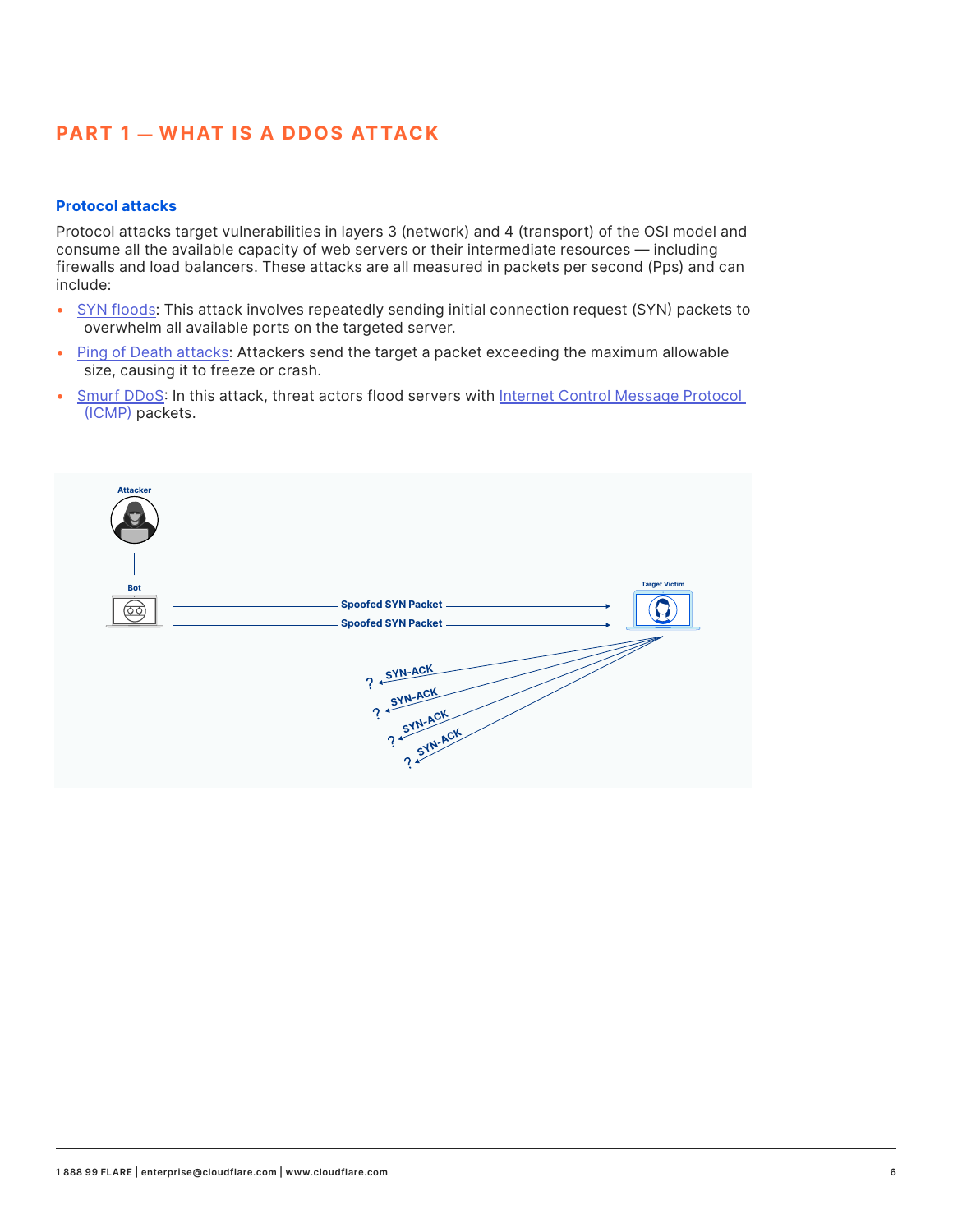## PART 1 — WHAT IS A DDOS ATTACK

### Protocol attacks

Protocol attacks target vulnerabilities in layers 3 (network) and 4 (transport) of the OSI model and consume all the available capacity of web servers or their intermediate resources — including firewalls and load balancers. These attacks are all measured in packets per second (Pps) and can include:

- SYN floods: This attack involves repeatedly sending initial connection request (SYN) packets to overwhelm all available ports on the targeted server.
- Ping of Death attacks: Attackers send the target a packet exceeding the maximum allowable size, causing it to freeze or crash.
- Smurf DDoS: In this attack, threat actors flood servers with Internet Control Message Protocol (ICMP) packets.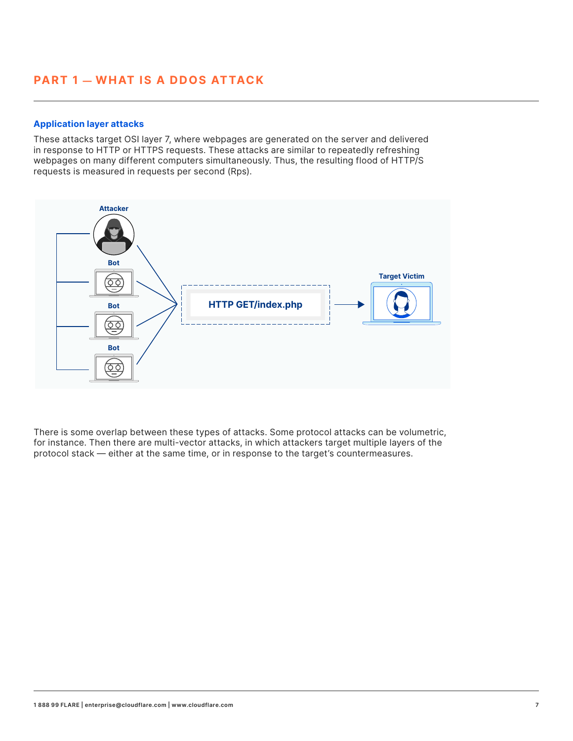## PART 1 — WHAT IS A DDOS ATTACK

### Application layer attacks

These attacks target OSI layer 7, where webpages are generated on the server and delivered in response to HTTP or HTTPS requests. These attacks are similar to repeatedly refreshing webpages on many different computers simultaneously. Thus, the resulting flood of HTTP/S requests is measured in requests per second (Rps).

There is some overlap between these types of attacks. Some protocol attacks can be volumetric, for instance. Then there are multi-vector attacks, in which attackers target multiple layers of the protocol stack — either at the same time, or in response to the target's countermeasures.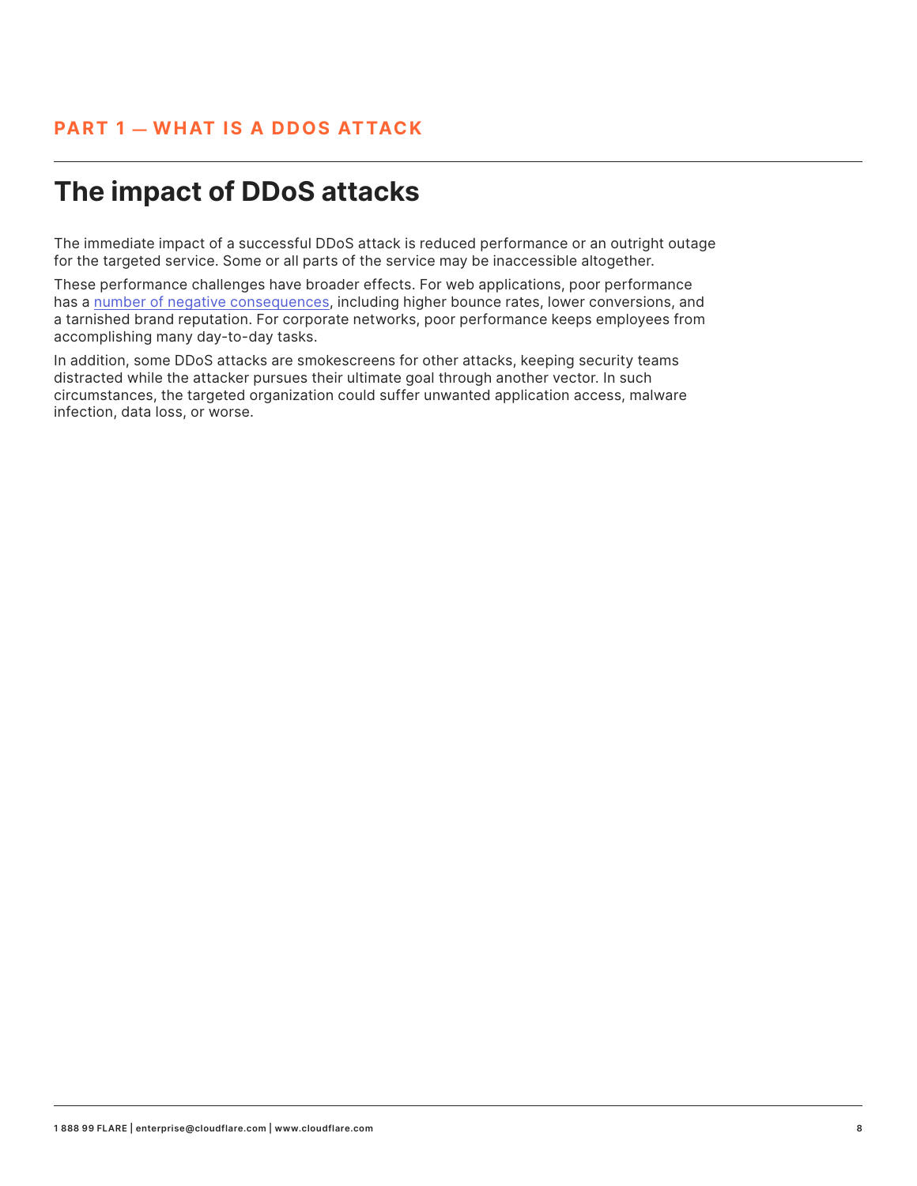PART 1 — WHAT IS A DDOS ATTACK

## The impact of DDoS attacks

The immediate impact of a successful DDoS attack is reduced performance or an outright outage for the targeted service. Some or all parts of the service may be inaccessible altogether.

These performance challenges have broader effects. For web applications, poor performance has a number of negative consequences, including higher bounce rates, lower conversions, and a tarnished brand reputation. For corporate networks, poor performance keeps employees from accomplishing many day-to-day tasks.

In addition, some DDoS attacks are smokescreens for other attacks, keeping security teams distracted while the attacker pursues their ultimate goal through another vector. In such circumstances, the targeted organization could suffer unwanted application access, malware infection, data loss, or worse.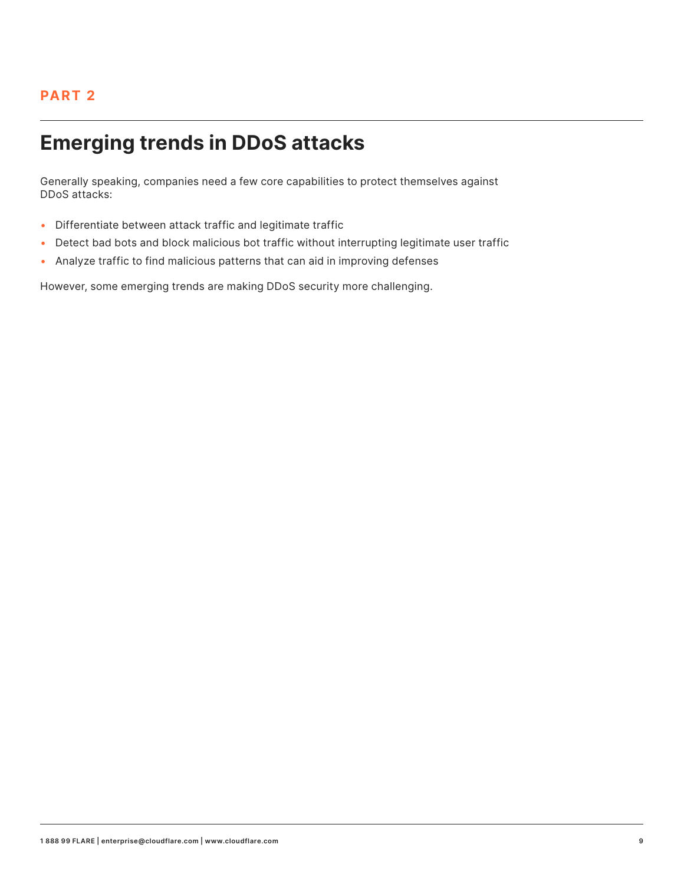PART 2

# Emerging trends in DDoS attacks

Generally speaking, companies need a few core capabilities to protect themselves against DDoS attacks:

- Differentiate between attack traffic and legitimate traffic
- Detect bad bots and block malicious bot traffic without interrupting legitimate user traffic
- Analyze traffic to find malicious patterns that can aid in improving defenses

However, some emerging trends are making DDoS security more challenging.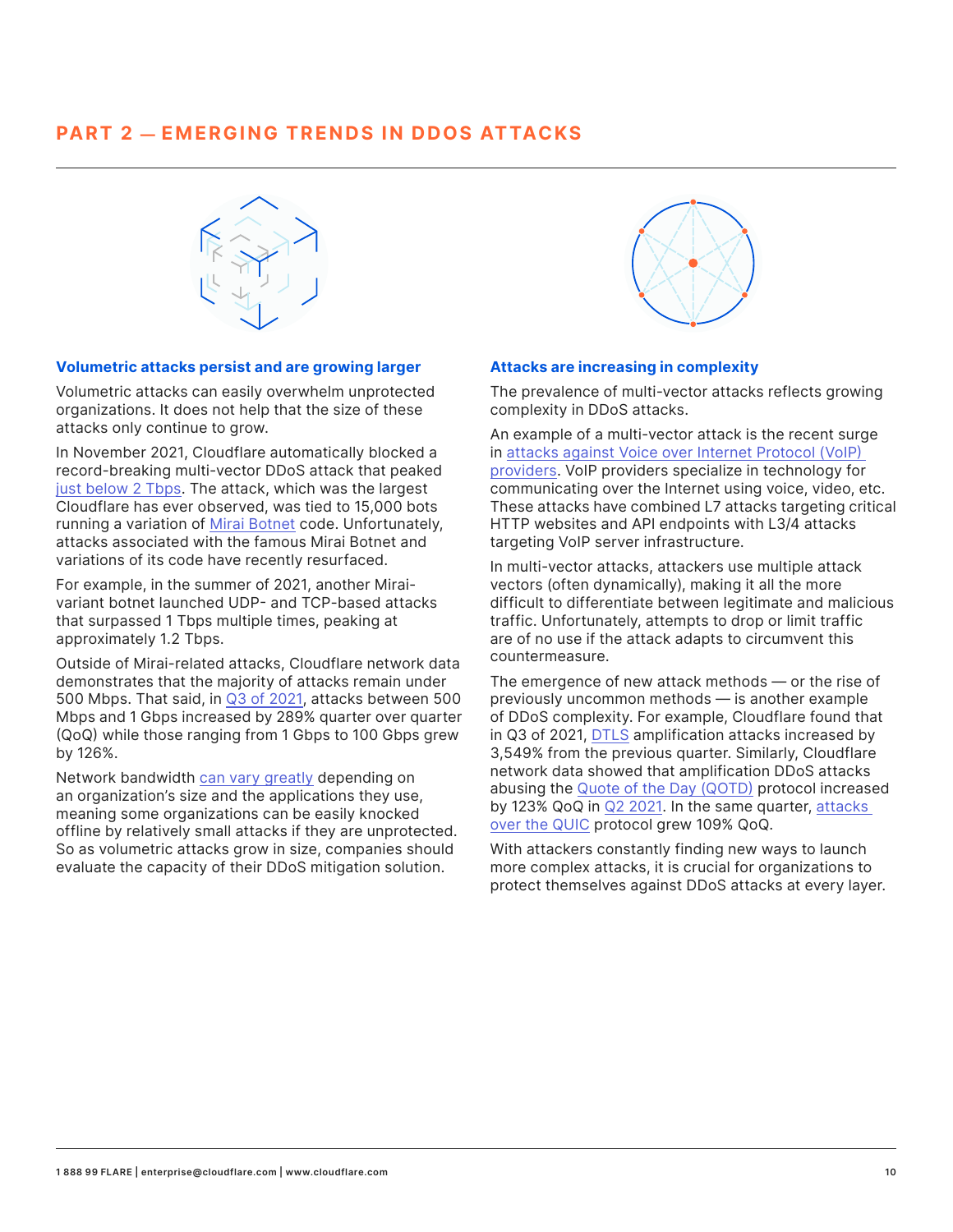## PART 2 — EMERGING TRENDS IN DDOS ATTACKS

### Volumetric attacks persist and are growing larger

Volumetric attacks can easily overwhelm unprotected organizations. It does not help that the size of these attacks only continue to grow.

In November 2021, Cloudflare automatically blocked a record-breaking multi-vector DDoS attack that peaked just below 2 Tbps. The attack, which was the largest Cloudflare has ever observed, was tied to 15,000 bots running a variation of Mirai Botnet code. Unfortunately, attacks associated with the famous Mirai Botnet and variations of its code have recently resurfaced.

For example, in the summer of 2021, another Mirai-variant botnet launched UDP- and TCP-based attacks that surpassed 1 Tbps multiple times, peaking at approximately 1.2 Tbps.

Outside of Mirai-related attacks, Cloudflare network data demonstrates that the majority of attacks remain under 500 Mbps. That said, in Q3 of 2021, attacks between 500 Mbps and 1 Gbps increased by 289% quarter over quarter (QoQ) while those ranging from 1 Gbps to 100 Gbps grew by 126%.

Network bandwidth can vary greatly depending on an organization's size and the applications they use, meaning some organizations can be easily knocked offline by relatively small attacks if they are unprotected. So as volumetric attacks grow in size, companies should evaluate the capacity of their DDoS mitigation solution.

### Attacks are increasing in complexity

The prevalence of multi-vector attacks reflects growing complexity in DDoS attacks.

An example of a multi-vector attack is the recent surge in attacks against Voice over Internet Protocol (VoIP) providers. VoIP providers specialize in technology for communicating over the Internet using voice, video, etc. These attacks have combined L7 attacks targeting critical HTTP websites and API endpoints with L3/4 attacks targeting VoIP server infrastructure.

In multi-vector attacks, attackers use multiple attack vectors (often dynamically), making it all the more difficult to differentiate between legitimate and malicious traffic. Unfortunately, attempts to drop or limit traffic are of no use if the attack adapts to circumvent this countermeasure.

The emergence of new attack methods — or the rise of previously uncommon methods — is another example of DDoS complexity. For example, Cloudflare found that in Q3 of 2021, DTLS amplification attacks increased by 3,549% from the previous quarter. Similarly, Cloudflare network data showed that amplification DDoS attacks abusing the Quote of the Day (QOTD) protocol increased by 123% QoQ in Q2 2021. In the same quarter, attacks over the QUIC protocol grew 109% QoQ.

With attackers constantly finding new ways to launch more complex attacks, it is crucial for organizations to protect themselves against DDoS attacks at every layer.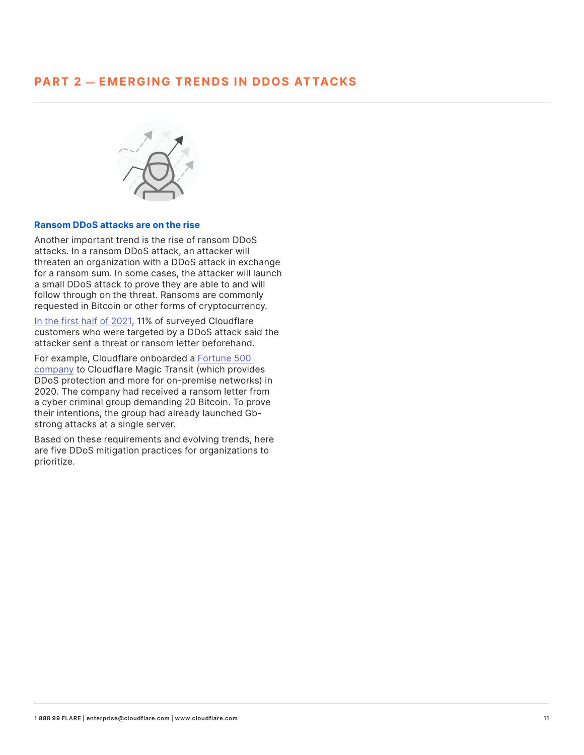## PART 2 — EMERGING TRENDS IN DDOS ATTACKS

### Ransom DDoS attacks are on the rise

Another important trend is the rise of ransom DDoS attacks. In a ransom DDoS attack, an attacker will threaten an organization with a DDoS attack in exchange for a ransom sum. In some cases, the attacker will launch a small DDoS attack to prove they are able to and will follow through on the threat. Ransoms are commonly requested in Bitcoin or other forms of cryptocurrency.

In the first half of 2021, 11% of surveyed Cloudflare customers who were targeted by a DDoS attack said the attacker sent a threat or ransom letter beforehand.

For example, Cloudflare onboarded a Fortune 500 company to Cloudflare Magic Transit (which provides DDoS protection and more for on-premise networks) in 2020. The company had received a ransom letter from a cyber criminal group demanding 20 Bitcoin. To prove their intentions, the group had already launched Gb-strong attacks at a single server.

Based on these requirements and evolving trends, here are five DDoS mitigation practices for organizations to prioritize.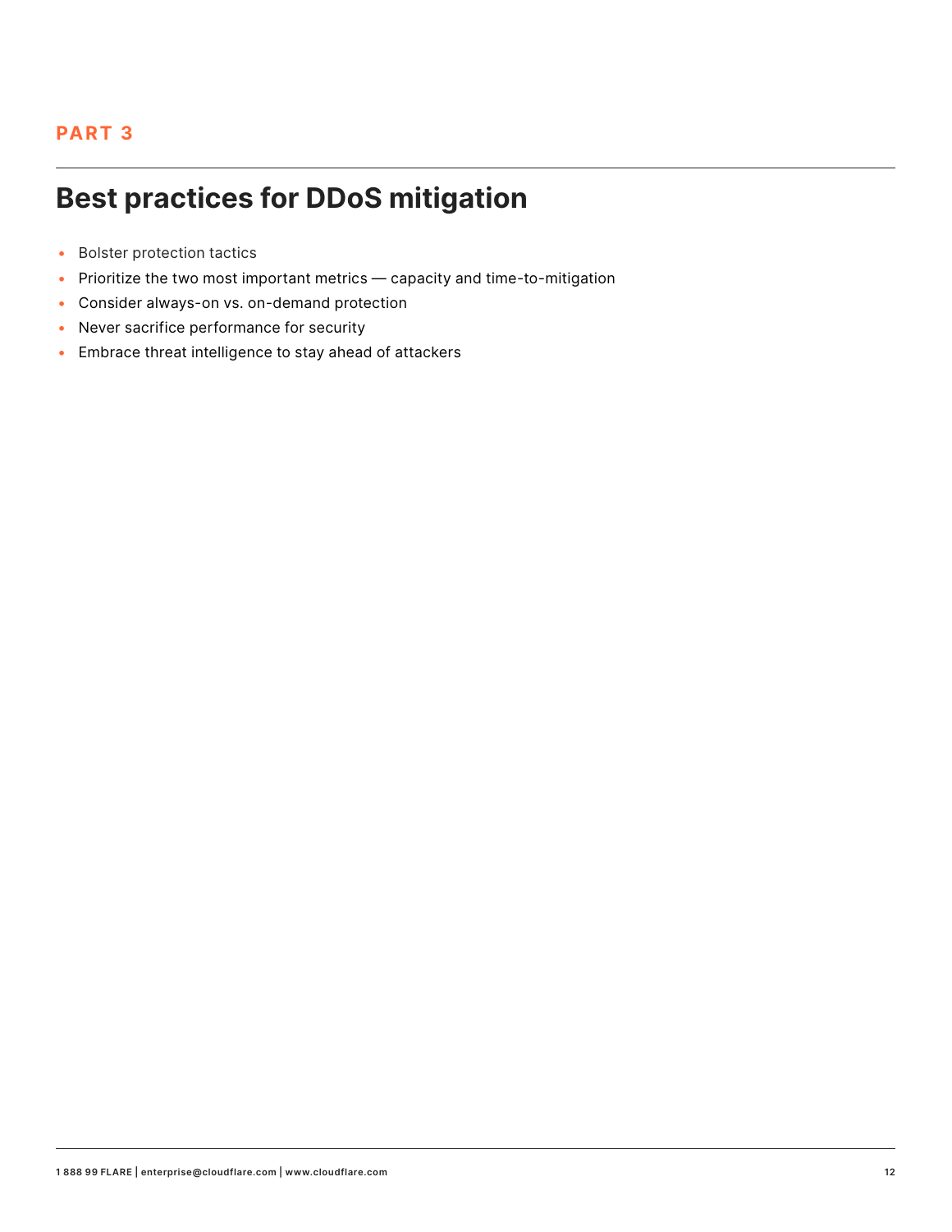PART 3

# Best practices for DDoS mitigation

- Bolster protection tactics
- Prioritize the two most important metrics — capacity and time-to-mitigation
- Consider always-on vs. on-demand protection
- Never sacrifice performance for security
- Embrace threat intelligence to stay ahead of attackers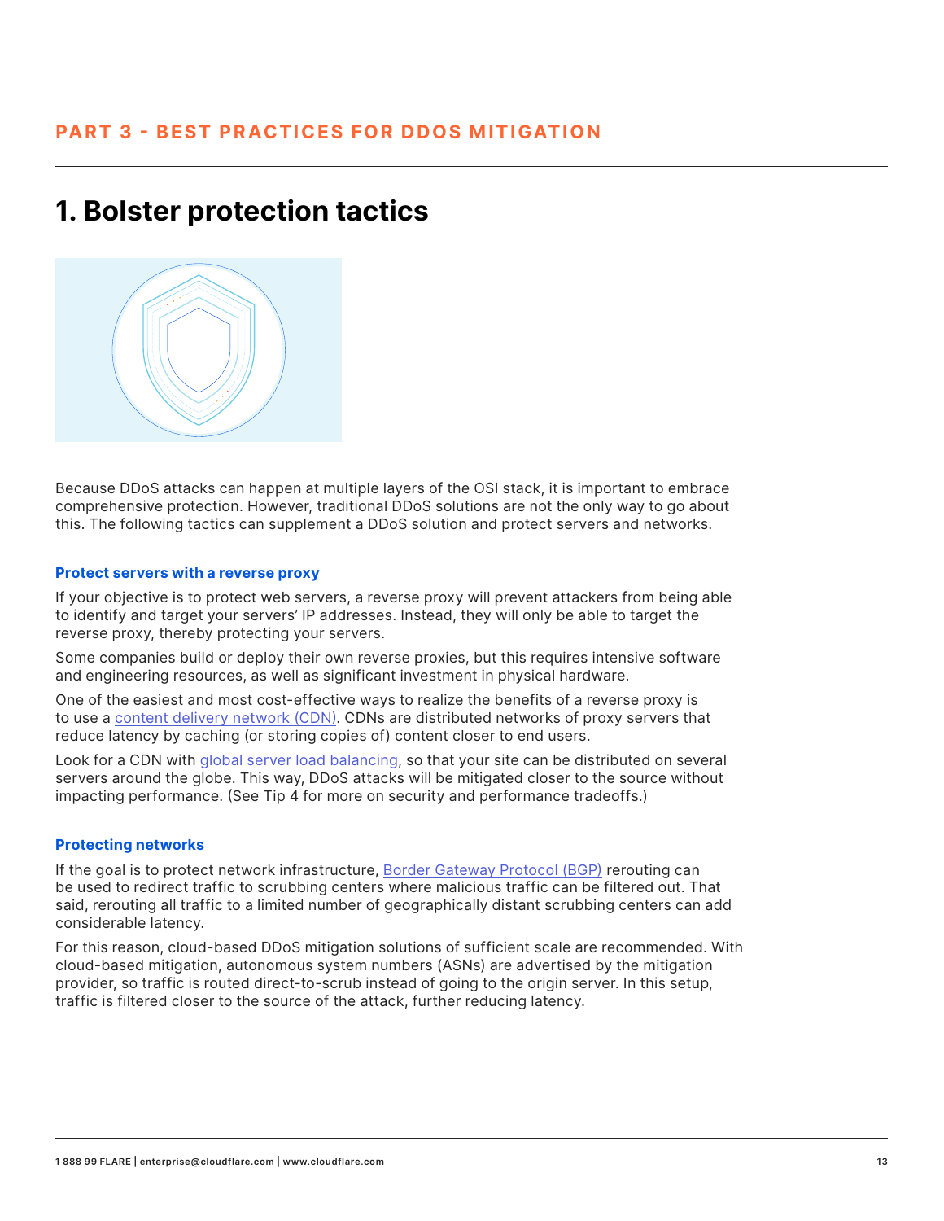PART 3 - BEST PRACTICES FOR DDOS MITIGATION

# 1. Bolster protection tactics

Because DDoS attacks can happen at multiple layers of the OSI stack, it is important to embrace comprehensive protection. However, traditional DDoS solutions are not the only way to go about this. The following tactics can supplement a DDoS solution and protect servers and networks.

### Protect servers with a reverse proxy

If your objective is to protect web servers, a reverse proxy will prevent attackers from being able to identify and target your servers' IP addresses. Instead, they will only be able to target the reverse proxy, thereby protecting your servers.

Some companies build or deploy their own reverse proxies, but this requires intensive software and engineering resources, as well as significant investment in physical hardware.

One of the easiest and most cost-effective ways to realize the benefits of a reverse proxy is to use a content delivery network (CDN). CDNs are distributed networks of proxy servers that reduce latency by caching (or storing copies of) content closer to end users.

Look for a CDN with global server load balancing, so that your site can be distributed on several servers around the globe. This way, DDoS attacks will be mitigated closer to the source without impacting performance. (See Tip 4 for more on security and performance tradeoffs.)

### Protecting networks

If the goal is to protect network infrastructure, Border Gateway Protocol (BGP) rerouting can be used to redirect traffic to scrubbing centers where malicious traffic can be filtered out. That said, rerouting all traffic to a limited number of geographically distant scrubbing centers can add considerable latency.

For this reason, cloud-based DDoS mitigation solutions of sufficient scale are recommended. With cloud-based mitigation, autonomous system numbers (ASNs) are advertised by the mitigation provider, so traffic is routed direct-to-scrub instead of going to the origin server. In this setup, traffic is filtered closer to the source of the attack, further reducing latency.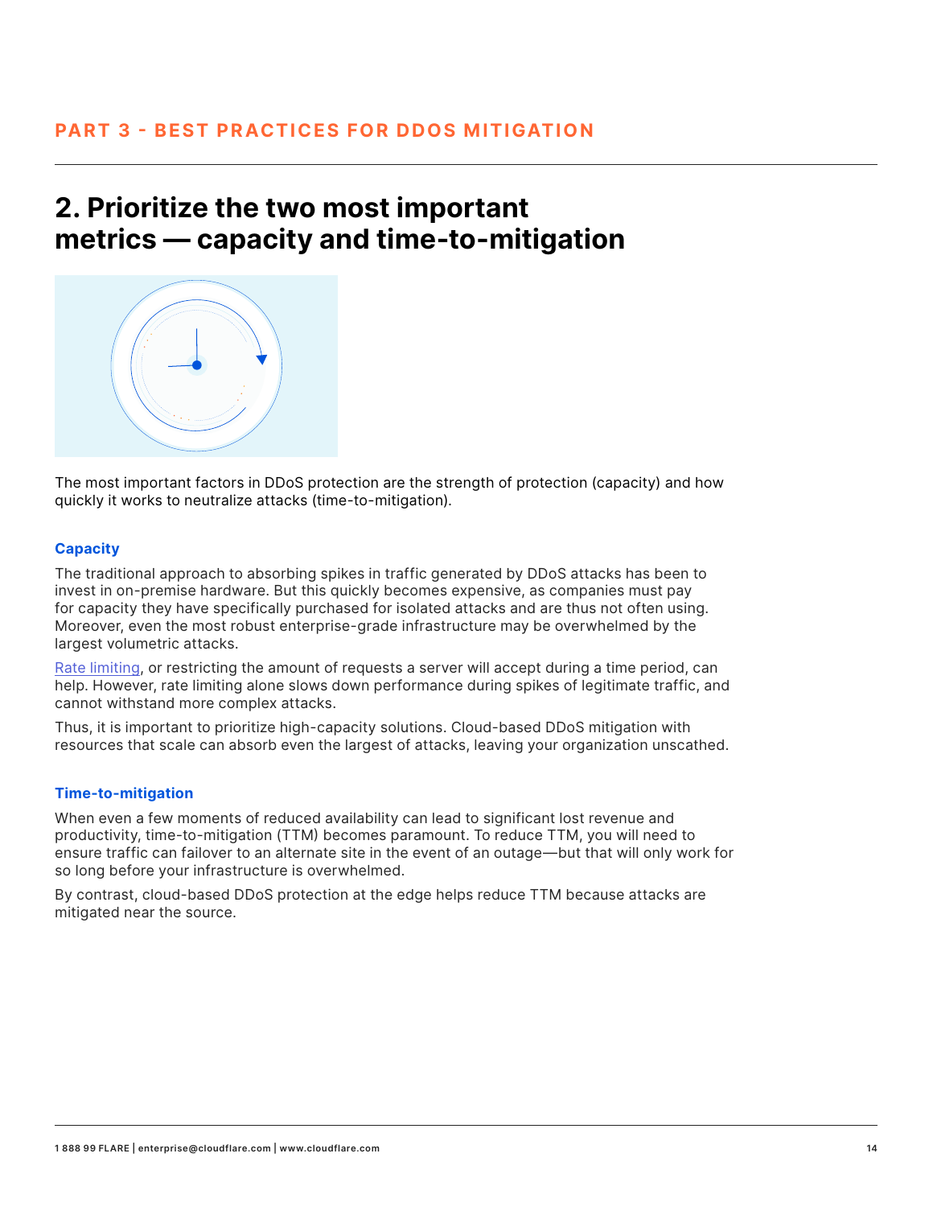PART 3 - BEST PRACTICES FOR DDOS MITIGATION

## 2. Prioritize the two most important metrics — capacity and time-to-mitigation

The most important factors in DDoS protection are the strength of protection (capacity) and how quickly it works to neutralize attacks (time-to-mitigation).

### Capacity

The traditional approach to absorbing spikes in traffic generated by DDoS attacks has been to invest in on-premise hardware. But this quickly becomes expensive, as companies must pay for capacity they have specifically purchased for isolated attacks and are thus not often using. Moreover, even the most robust enterprise-grade infrastructure may be overwhelmed by the largest volumetric attacks.

Rate limiting, or restricting the amount of requests a server will accept during a time period, can help. However, rate limiting alone slows down performance during spikes of legitimate traffic, and cannot withstand more complex attacks.

Thus, it is important to prioritize high-capacity solutions. Cloud-based DDoS mitigation with resources that scale can absorb even the largest of attacks, leaving your organization unscathed.

### Time-to-mitigation

When even a few moments of reduced availability can lead to significant lost revenue and productivity, time-to-mitigation (TTM) becomes paramount. To reduce TTM, you will need to ensure traffic can failover to an alternate site in the event of an outage—but that will only work for so long before your infrastructure is overwhelmed.

By contrast, cloud-based DDoS protection at the edge helps reduce TTM because attacks are mitigated near the source.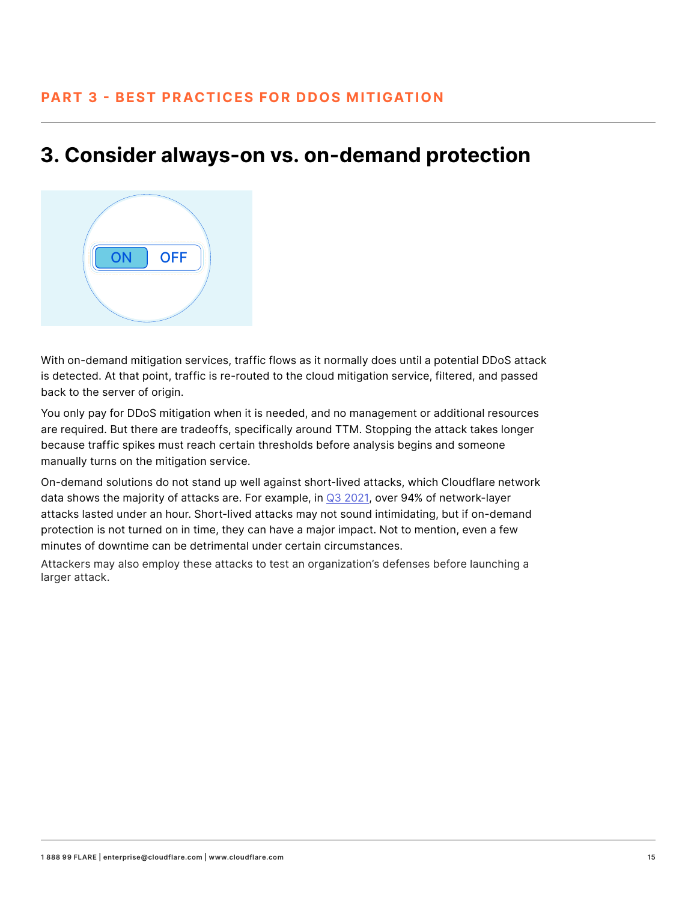PART 3 - BEST PRACTICES FOR DDOS MITIGATION

## 3. Consider always-on vs. on-demand protection

With on-demand mitigation services, traffic flows as it normally does until a potential DDoS attack is detected. At that point, traffic is re-routed to the cloud mitigation service, filtered, and passed back to the server of origin.

You only pay for DDoS mitigation when it is needed, and no management or additional resources are required. But there are tradeoffs, specifically around TTM. Stopping the attack takes longer because traffic spikes must reach certain thresholds before analysis begins and someone manually turns on the mitigation service.

On-demand solutions do not stand up well against short-lived attacks, which Cloudflare network data shows the majority of attacks are. For example, in Q3 2021, over 94% of network-layer attacks lasted under an hour. Short-lived attacks may not sound intimidating, but if on-demand protection is not turned on in time, they can have a major impact. Not to mention, even a few minutes of downtime can be detrimental under certain circumstances.

Attackers may also employ these attacks to test an organization's defenses before launching a larger attack.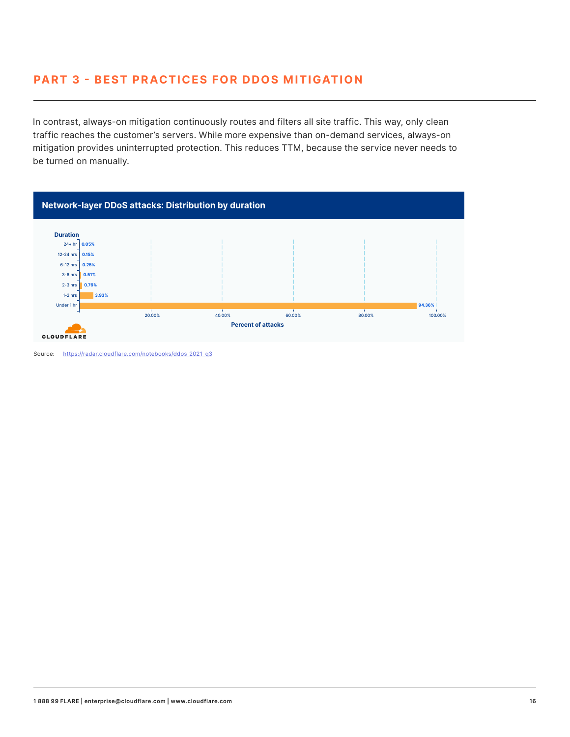## PART 3 - BEST PRACTICES FOR DDOS MITIGATION

In contrast, always-on mitigation continuously routes and filters all site traffic. This way, only clean traffic reaches the customer's servers. While more expensive than on-demand services, always-on mitigation provides uninterrupted protection. This reduces TTM, because the service never needs to be turned on manually.

**Network-layer DDoS attacks: Distribution by duration**

| Duration | Percent of attacks |
|---|---|
| 24+ hr | 0.05% |
| 12-24 hrs | 0.15% |
| 6-12 hrs | 0.25% |
| 3-6 hrs | 0.51% |
| 2-3 hrs | 0.76% |
| 1-2 hrs | 3.93% |
| Under 1 hr | 94.36% |

CLOUDFLARE

Source: https://radar.cloudflare.com/notebooks/ddos-2021-q3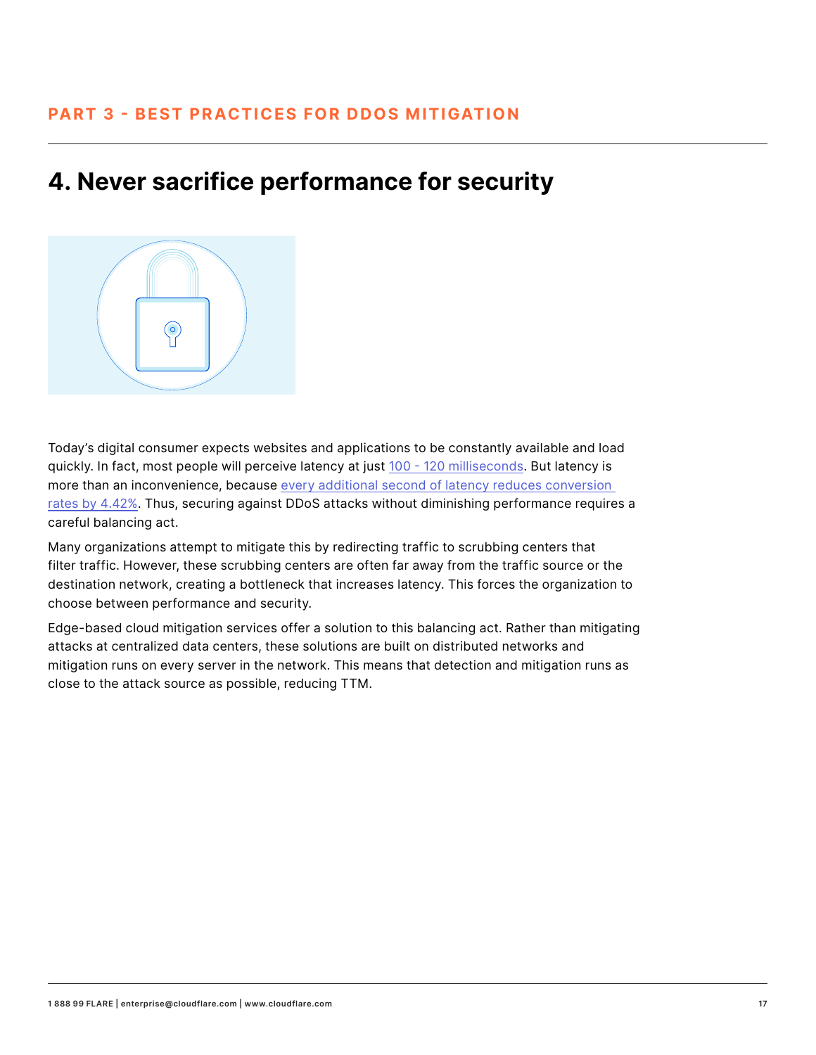## PART 3 - BEST PRACTICES FOR DDOS MITIGATION

# 4. Never sacrifice performance for security

Today's digital consumer expects websites and applications to be constantly available and load quickly. In fact, most people will perceive latency at just 100 - 120 milliseconds. But latency is more than an inconvenience, because every additional second of latency reduces conversion rates by 4.42%. Thus, securing against DDoS attacks without diminishing performance requires a careful balancing act.

Many organizations attempt to mitigate this by redirecting traffic to scrubbing centers that filter traffic. However, these scrubbing centers are often far away from the traffic source or the destination network, creating a bottleneck that increases latency. This forces the organization to choose between performance and security.

Edge-based cloud mitigation services offer a solution to this balancing act. Rather than mitigating attacks at centralized data centers, these solutions are built on distributed networks and mitigation runs on every server in the network. This means that detection and mitigation runs as close to the attack source as possible, reducing TTM.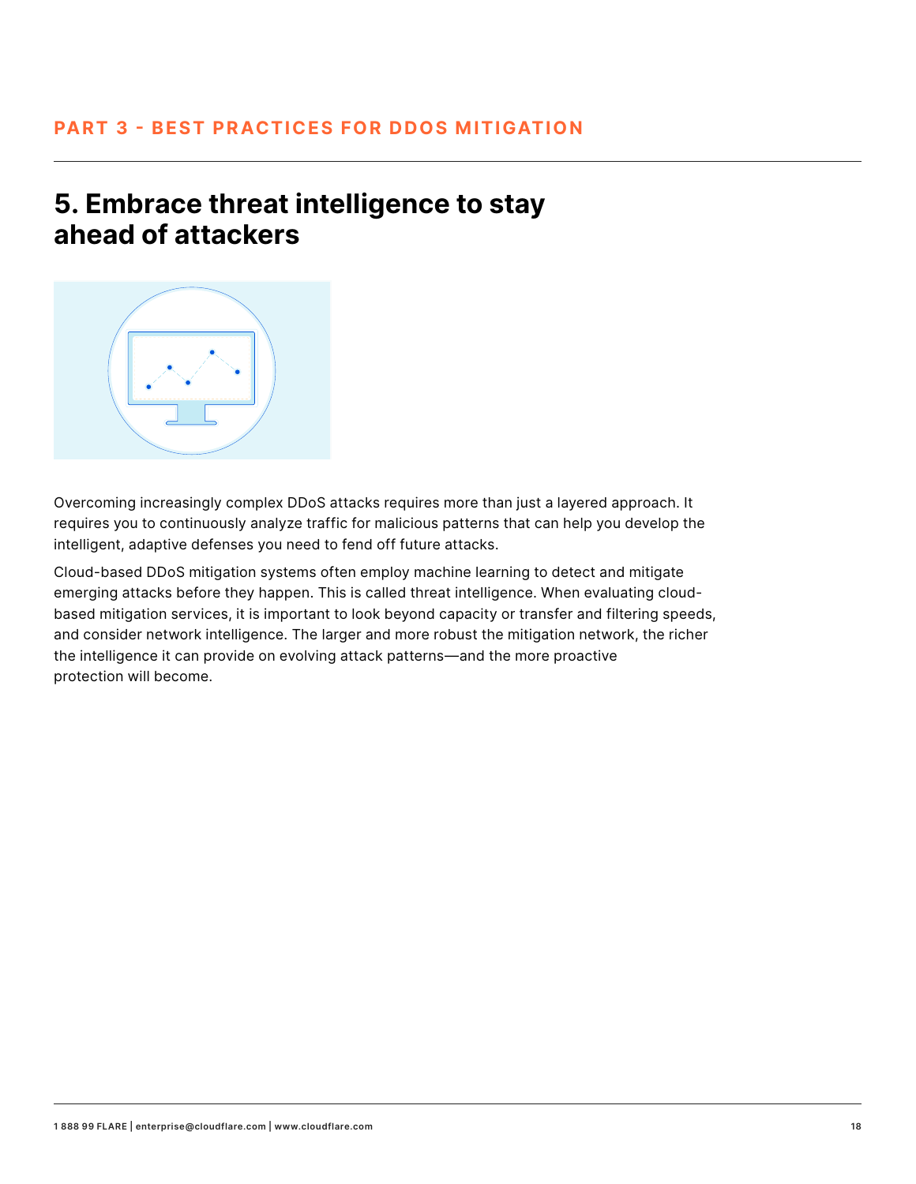PART 3 - BEST PRACTICES FOR DDOS MITIGATION

## 5. Embrace threat intelligence to stay ahead of attackers

Overcoming increasingly complex DDoS attacks requires more than just a layered approach. It requires you to continuously analyze traffic for malicious patterns that can help you develop the intelligent, adaptive defenses you need to fend off future attacks.

Cloud-based DDoS mitigation systems often employ machine learning to detect and mitigate emerging attacks before they happen. This is called threat intelligence. When evaluating cloud-based mitigation services, it is important to look beyond capacity or transfer and filtering speeds, and consider network intelligence. The larger and more robust the mitigation network, the richer the intelligence it can provide on evolving attack patterns—and the more proactive protection will become.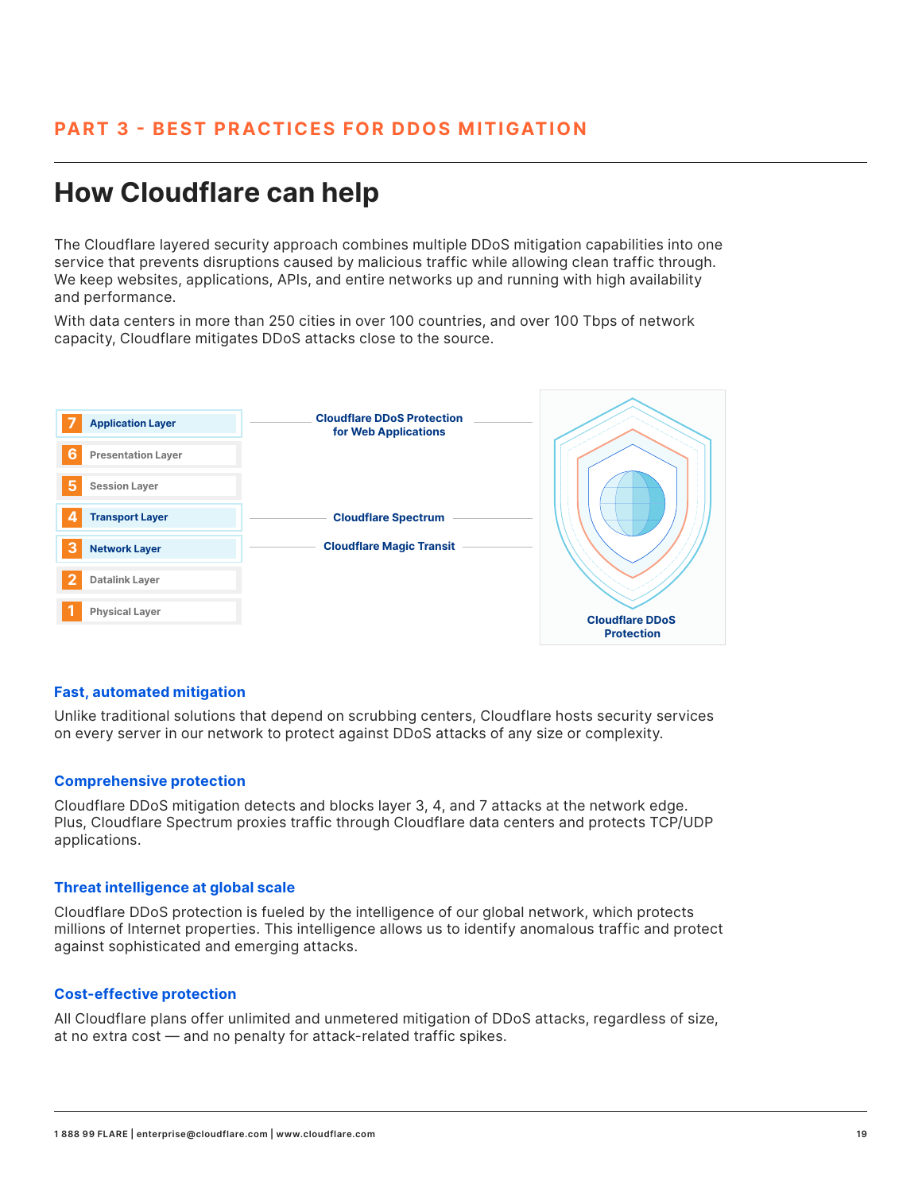PART 3 - BEST PRACTICES FOR DDOS MITIGATION

# How Cloudflare can help

The Cloudflare layered security approach combines multiple DDoS mitigation capabilities into one service that prevents disruptions caused by malicious traffic while allowing clean traffic through. We keep websites, applications, APIs, and entire networks up and running with high availability and performance.

With data centers in more than 250 cities in over 100 countries, and over 100 Tbps of network capacity, Cloudflare mitigates DDoS attacks close to the source.

| Layer | Cloudflare service |
|---|---|
| 7 Application Layer | Cloudflare DDoS Protection for Web Applications |
| 6 Presentation Layer | |
| 5 Session Layer | |
| 4 Transport Layer | Cloudflare Spectrum |
| 3 Network Layer | Cloudflare Magic Transit |
| 2 Datalink Layer | |
| 1 Physical Layer | |

Cloudflare DDoS Protection

### Fast, automated mitigation

Unlike traditional solutions that depend on scrubbing centers, Cloudflare hosts security services on every server in our network to protect against DDoS attacks of any size or complexity.

### Comprehensive protection

Cloudflare DDoS mitigation detects and blocks layer 3, 4, and 7 attacks at the network edge. Plus, Cloudflare Spectrum proxies traffic through Cloudflare data centers and protects TCP/UDP applications.

### Threat intelligence at global scale

Cloudflare DDoS protection is fueled by the intelligence of our global network, which protects millions of Internet properties. This intelligence allows us to identify anomalous traffic and protect against sophisticated and emerging attacks.

### Cost-effective protection

All Cloudflare plans offer unlimited and unmetered mitigation of DDoS attacks, regardless of size, at no extra cost — and no penalty for attack-related traffic spikes.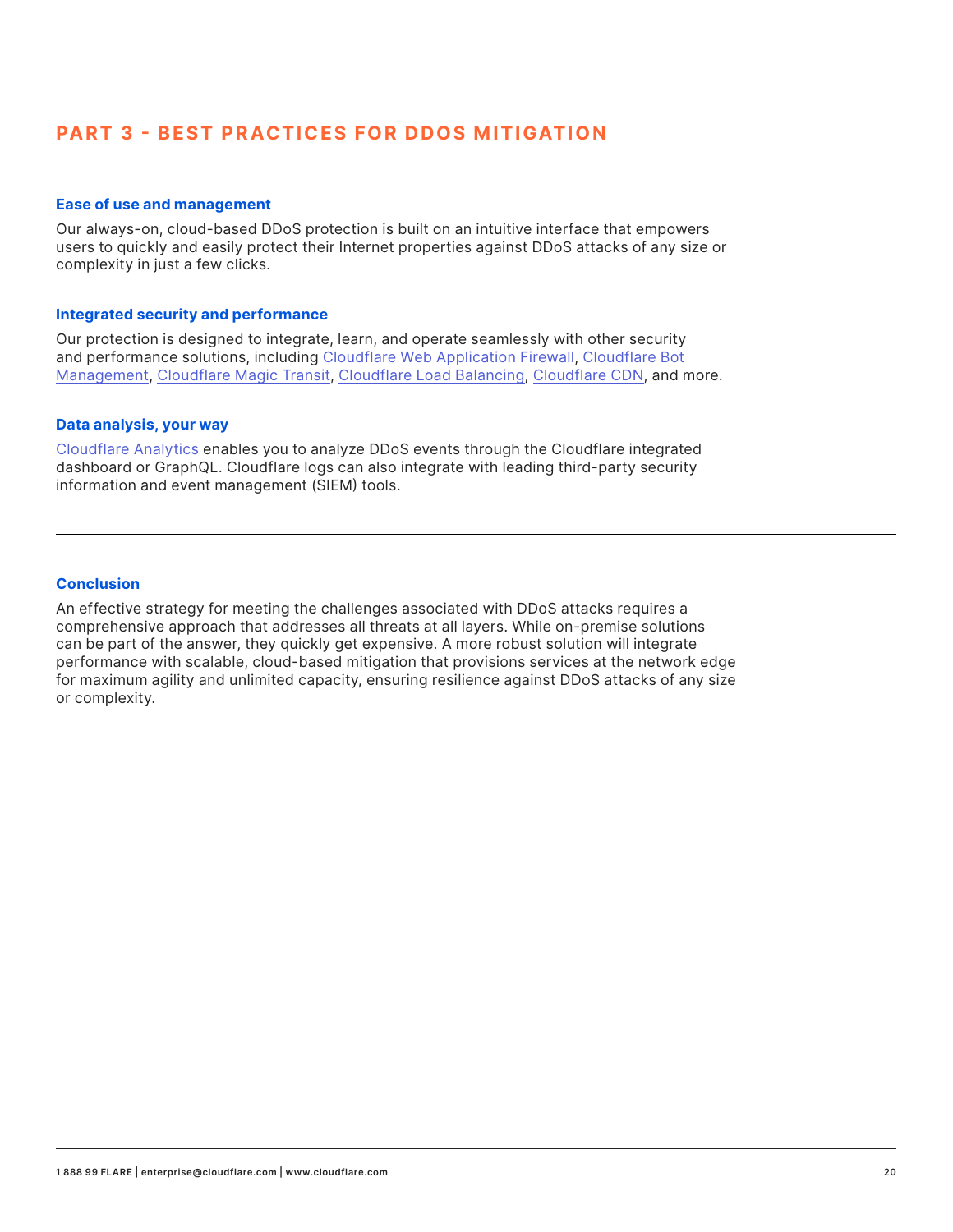## PART 3 - BEST PRACTICES FOR DDOS MITIGATION

### Ease of use and management

Our always-on, cloud-based DDoS protection is built on an intuitive interface that empowers users to quickly and easily protect their Internet properties against DDoS attacks of any size or complexity in just a few clicks.

### Integrated security and performance

Our protection is designed to integrate, learn, and operate seamlessly with other security and performance solutions, including Cloudflare Web Application Firewall, Cloudflare Bot Management, Cloudflare Magic Transit, Cloudflare Load Balancing, Cloudflare CDN, and more.

### Data analysis, your way

Cloudflare Analytics enables you to analyze DDoS events through the Cloudflare integrated dashboard or GraphQL. Cloudflare logs can also integrate with leading third-party security information and event management (SIEM) tools.

---

### Conclusion

An effective strategy for meeting the challenges associated with DDoS attacks requires a comprehensive approach that addresses all threats at all layers. While on-premise solutions can be part of the answer, they quickly get expensive. A more robust solution will integrate performance with scalable, cloud-based mitigation that provisions services at the network edge for maximum agility and unlimited capacity, ensuring resilience against DDoS attacks of any size or complexity.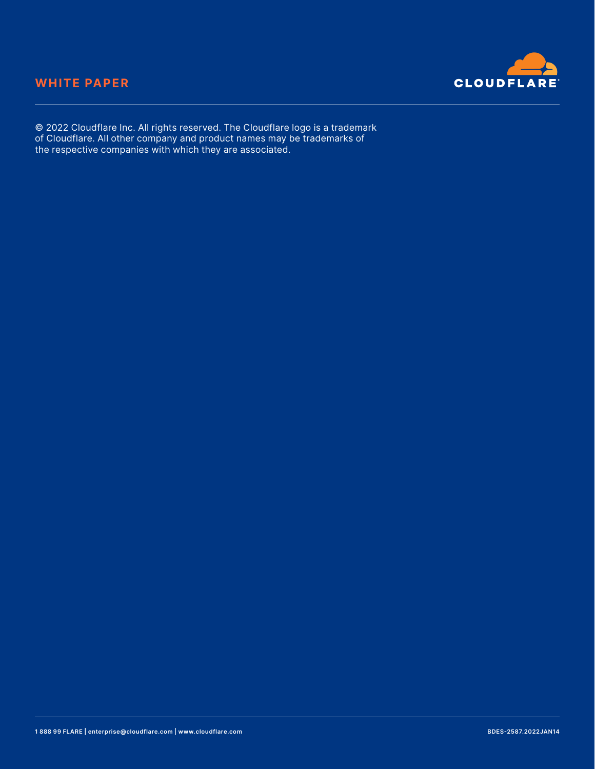WHITE PAPER

© 2022 Cloudflare Inc. All rights reserved. The Cloudflare logo is a trademark of Cloudflare. All other company and product names may be trademarks of the respective companies with which they are associated.

1 888 99 FLARE | enterprise@cloudflare.com | www.cloudflare.com

BDES-2587.2022JAN14